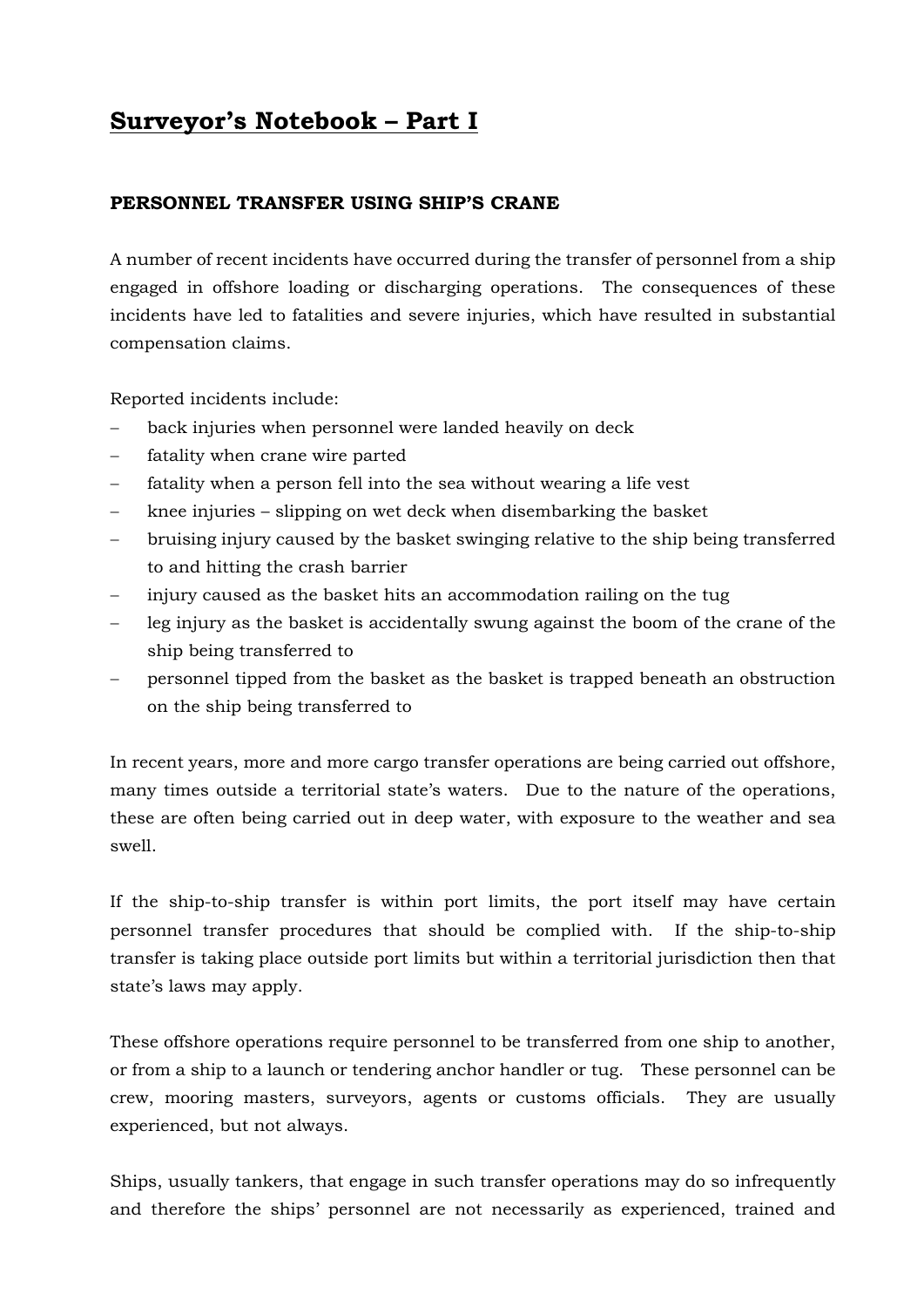# Surveyor's Notebook – Part I

## PERSONNEL TRANSFER USING SHIP'S CRANE

A number of recent incidents have occurred during the transfer of personnel from a ship engaged in offshore loading or discharging operations. The consequences of these incidents have led to fatalities and severe injuries, which have resulted in substantial compensation claims.

Reported incidents include:

- back injuries when personnel were landed heavily on deck
- fatality when crane wire parted
- fatality when a person fell into the sea without wearing a life vest
- knee injuries – slipping on wet deck when disembarking the basket
- bruising injury caused by the basket swinging relative to the ship being transferred to and hitting the crash barrier
- injury caused as the basket hits an accommodation railing on the tug
- leg injury as the basket is accidentally swung against the boom of the crane of the ship being transferred to
- personnel tipped from the basket as the basket is trapped beneath an obstruction on the ship being transferred to

In recent years, more and more cargo transfer operations are being carried out offshore, many times outside a territorial state's waters. Due to the nature of the operations, these are often being carried out in deep water, with exposure to the weather and sea swell.

If the ship-to-ship transfer is within port limits, the port itself may have certain personnel transfer procedures that should be complied with. If the ship-to-ship transfer is taking place outside port limits but within a territorial jurisdiction then that state's laws may apply.

These offshore operations require personnel to be transferred from one ship to another, or from a ship to a launch or tendering anchor handler or tug. These personnel can be crew, mooring masters, surveyors, agents or customs officials. They are usually experienced, but not always.

Ships, usually tankers, that engage in such transfer operations may do so infrequently and therefore the ships' personnel are not necessarily as experienced, trained and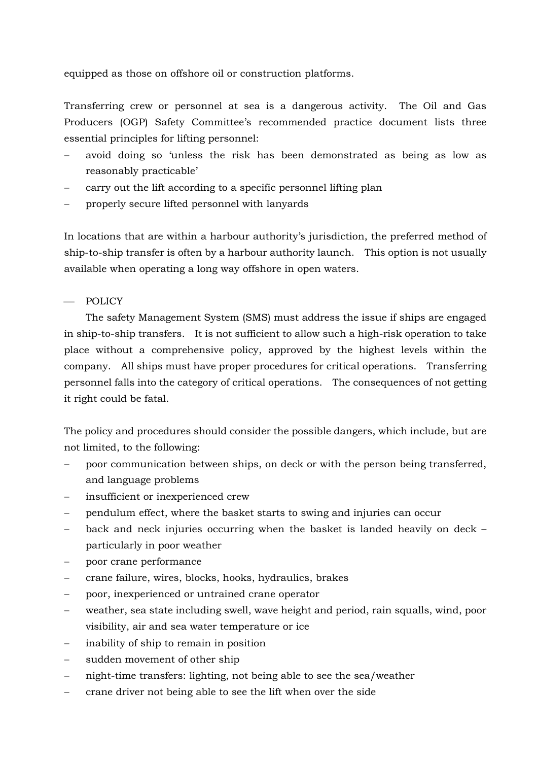equipped as those on offshore oil or construction platforms.

Transferring crew or personnel at sea is a dangerous activity. The Oil and Gas Producers (OGP) Safety Committee's recommended practice document lists three essential principles for lifting personnel:

- avoid doing so 'unless the risk has been demonstrated as being as low as reasonably practicable'
- carry out the lift according to a specific personnel lifting plan
- properly secure lifted personnel with lanyards

In locations that are within a harbour authority's jurisdiction, the preferred method of ship-to-ship transfer is often by a harbour authority launch. This option is not usually available when operating a long way offshore in open waters.

## — POLICY

The safety Management System (SMS) must address the issue if ships are engaged in ship-to-ship transfers. It is not sufficient to allow such a high-risk operation to take place without a comprehensive policy, approved by the highest levels within the company. All ships must have proper procedures for critical operations. Transferring personnel falls into the category of critical operations. The consequences of not getting it right could be fatal.

The policy and procedures should consider the possible dangers, which include, but are not limited, to the following:

- poor communication between ships, on deck or with the person being transferred, and language problems
- insufficient or inexperienced crew
- pendulum effect, where the basket starts to swing and injuries can occur
- back and neck injuries occurring when the basket is landed heavily on deck – particularly in poor weather
- poor crane performance
- crane failure, wires, blocks, hooks, hydraulics, brakes
- poor, inexperienced or untrained crane operator
- weather, sea state including swell, wave height and period, rain squalls, wind, poor visibility, air and sea water temperature or ice
- inability of ship to remain in position
- sudden movement of other ship
- night-time transfers: lighting, not being able to see the sea/weather
- crane driver not being able to see the lift when over the side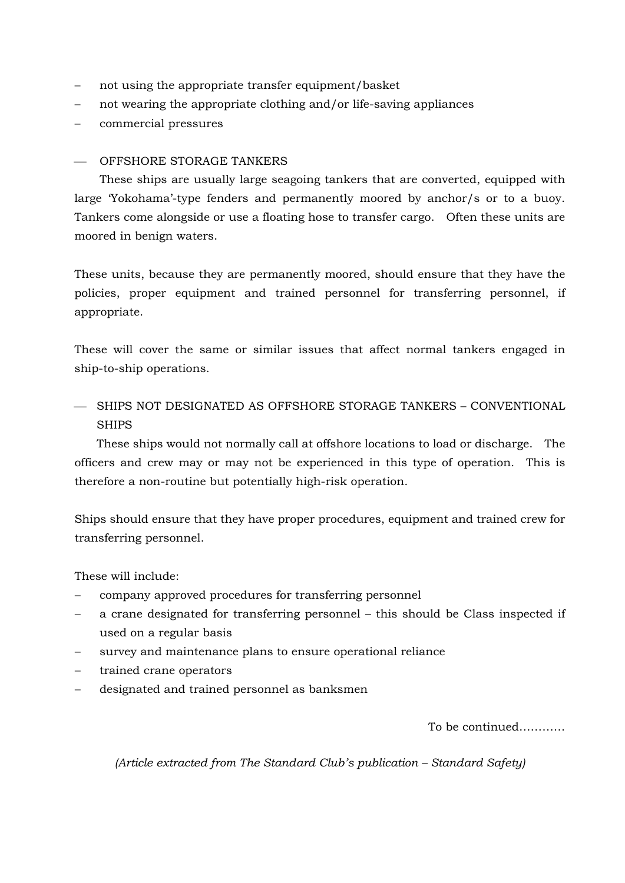- not using the appropriate transfer equipment/basket
- not wearing the appropriate clothing and/or life-saving appliances
- commercial pressures

— OFFSHORE STORAGE TANKERS

These ships are usually large seagoing tankers that are converted, equipped with large 'Yokohama'-type fenders and permanently moored by anchor/s or to a buoy. Tankers come alongside or use a floating hose to transfer cargo. Often these units are moored in benign waters.

These units, because they are permanently moored, should ensure that they have the policies, proper equipment and trained personnel for transferring personnel, if appropriate.

These will cover the same or similar issues that affect normal tankers engaged in ship-to-ship operations.

— SHIPS NOT DESIGNATED AS OFFSHORE STORAGE TANKERS – CONVENTIONAL SHIPS

These ships would not normally call at offshore locations to load or discharge. The officers and crew may or may not be experienced in this type of operation. This is therefore a non-routine but potentially high-risk operation.

Ships should ensure that they have proper procedures, equipment and trained crew for transferring personnel.

These will include:

- company approved procedures for transferring personnel
- a crane designated for transferring personnel – this should be Class inspected if used on a regular basis
- survey and maintenance plans to ensure operational reliance
- trained crane operators
- designated and trained personnel as banksmen

To be continued…………

*(Article extracted from The Standard Club's publication – Standard Safety)*